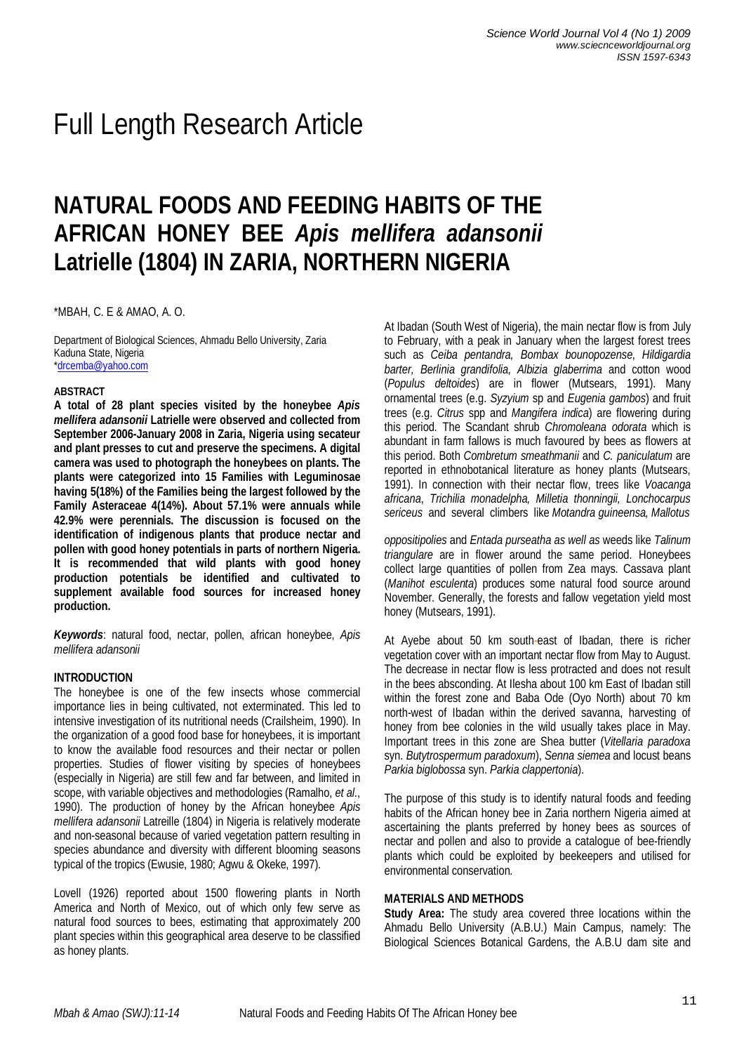# Full Length Research Article

## NATURAL FOODS AND FEEDING HABITS OF THE AFRICAN HONEY BEE *Apis mellifera adansonii* Latrielle (1804) IN ZARIA, NORTHERN NIGERIA

*MBAH, C. E & AMAO, A. O.

Department of Biological Sciences, Ahmadu Bello University, Zaria
Kaduna State, Nigeria
*drcemba@yahoo.com

### ABSTRACT

**A total of 28 plant species visited by the honeybee *Apis mellifera adansonii* Latrielle were observed and collected from September 2006-January 2008 in Zaria, Nigeria using secateur and plant presses to cut and preserve the specimens. A digital camera was used to photograph the honeybees on plants. The plants were categorized into 15 Families with Leguminosae having 5(18%) of the Families being the largest followed by the Family Asteraceae 4(14%). About 57.1% were annuals while 42.9% were perennials. The discussion is focused on the identification of indigenous plants that produce nectar and pollen with good honey potentials in parts of northern Nigeria. It is recommended that wild plants with good honey production potentials be identified and cultivated to supplement available food sources for increased honey production.**

***Keywords***: natural food, nectar, pollen, african honeybee, *Apis mellifera adansonii*

### INTRODUCTION

The honeybee is one of the few insects whose commercial importance lies in being cultivated, not exterminated. This led to intensive investigation of its nutritional needs (Crailsheim, 1990). In the organization of a good food base for honeybees, it is important to know the available food resources and their nectar or pollen properties. Studies of flower visiting by species of honeybees (especially in Nigeria) are still few and far between, and limited in scope, with variable objectives and methodologies (Ramalho, *et al*., 1990). The production of honey by the African honeybee *Apis mellifera adansonii* Latreille (1804) in Nigeria is relatively moderate and non-seasonal because of varied vegetation pattern resulting in species abundance and diversity with different blooming seasons typical of the tropics (Ewusie, 1980; Agwu & Okeke, 1997).

Lovell (1926) reported about 1500 flowering plants in North America and North of Mexico, out of which only few serve as natural food sources to bees, estimating that approximately 200 plant species within this geographical area deserve to be classified as honey plants.

At Ibadan (South West of Nigeria), the main nectar flow is from July to February, with a peak in January when the largest forest trees such as *Ceiba pentandra, Bombax bounopozense*, *Hildigardia barter, Berlinia grandifolia, Albizia glaberrima* and cotton wood (*Populus deltoides*) are in flower (Mutsears, 1991). Many ornamental trees (e.g. *Syzyium* sp and *Eugenia gambos*) and fruit trees (e.g. *Citrus* spp and *Mangifera indica*) are flowering during this period. The Scandant shrub *Chromoleana odorata* which is abundant in farm fallows is much favoured by bees as flowers at this period. Both *Combretum smeathmanii* and *C. paniculatum* are reported in ethnobotanical literature as honey plants (Mutsears, 1991). In connection with their nectar flow, trees like *Voacanga africana*, *Trichilia monadelpha, Milletia thonningii, Lonchocarpus sericeus* and several climbers like *Motandra guineensa, Mallotus oppositipolies* and *Entada purseatha as well as* weeds like *Talinum triangulare* are in flower around the same period. Honeybees collect large quantities of pollen from Zea mays. Cassava plant (*Manihot esculenta*) produces some natural food source around November. Generally, the forests and fallow vegetation yield most honey (Mutsears, 1991).

At Ayebe about 50 km south-east of Ibadan, there is richer vegetation cover with an important nectar flow from May to August. The decrease in nectar flow is less protracted and does not result in the bees absconding. At Ilesha about 100 km East of Ibadan still within the forest zone and Baba Ode (Oyo North) about 70 km north-west of Ibadan within the derived savanna, harvesting of honey from bee colonies in the wild usually takes place in May. Important trees in this zone are Shea butter (*Vitellaria paradoxa* syn. *Butytrospermum paradoxum*), *Senna siemea* and locust beans *Parkia biglobossa* syn. *Parkia clappertonia*).

The purpose of this study is to identify natural foods and feeding habits of the African honey bee in Zaria northern Nigeria aimed at ascertaining the plants preferred by honey bees as sources of nectar and pollen and also to provide a catalogue of bee-friendly plants which could be exploited by beekeepers and utilised for environmental conservation.

### MATERIALS AND METHODS

**Study Area:** The study area covered three locations within the Ahmadu Bello University (A.B.U.) Main Campus, namely: The Biological Sciences Botanical Gardens, the A.B.U dam site and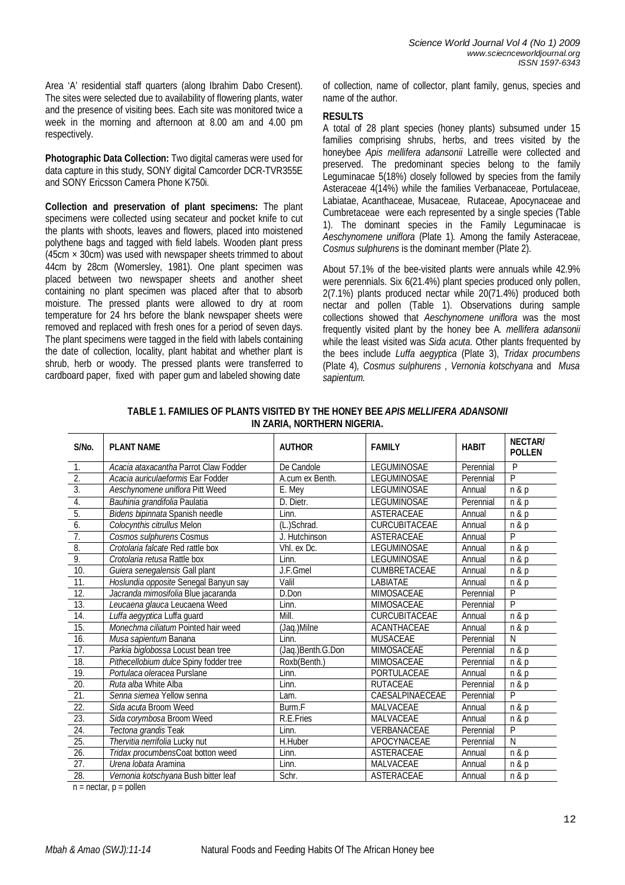Area 'A' residential staff quarters (along Ibrahim Dabo Cresent). The sites were selected due to availability of flowering plants, water and the presence of visiting bees. Each site was monitored twice a week in the morning and afternoon at 8.00 am and 4.00 pm respectively.

**Photographic Data Collection:** Two digital cameras were used for data capture in this study, SONY digital Camcorder DCR-TVR355E and SONY Ericsson Camera Phone K750i.

**Collection and preservation of plant specimens:** The plant specimens were collected using secateur and pocket knife to cut the plants with shoots, leaves and flowers, placed into moistened polythene bags and tagged with field labels. Wooden plant press (45cm × 30cm) was used with newspaper sheets trimmed to about 44cm by 28cm (Womersley, 1981). One plant specimen was placed between two newspaper sheets and another sheet containing no plant specimen was placed after that to absorb moisture. The pressed plants were allowed to dry at room temperature for 24 hrs before the blank newspaper sheets were removed and replaced with fresh ones for a period of seven days. The plant specimens were tagged in the field with labels containing the date of collection, locality, plant habitat and whether plant is shrub, herb or woody. The pressed plants were transferred to cardboard paper, fixed with paper gum and labeled showing date of collection, name of collector, plant family, genus, species and name of the author.

## RESULTS

A total of 28 plant species (honey plants) subsumed under 15 families comprising shrubs, herbs, and trees visited by the honeybee *Apis mellifera adansonii* Latreille were collected and preserved. The predominant species belong to the family Leguminacae 5(18%) closely followed by species from the family Asteraceae 4(14%) while the families Verbanaceae, Portulaceae, Labiatae, Acanthaceae, Musaceae, Rutaceae, Apocynaceae and Cumbretaceae were each represented by a single species (Table 1). The dominant species in the Family Leguminacae is *Aeschynomene uniflora* (Plate 1). Among the family Asteraceae, *Cosmus sulphurens* is the dominant member (Plate 2).

About 57.1% of the bee-visited plants were annuals while 42.9% were perennials. Six 6(21.4%) plant species produced only pollen, 2(7.1%) plants produced nectar while 20(71.4%) produced both nectar and pollen (Table 1). Observations during sample collections showed that *Aeschynomene uniflora* was the most frequently visited plant by the honey bee *A. mellifera adansonii* while the least visited was *Sida acuta*. Other plants frequented by the bees include *Luffa aegyptica* (Plate 3), *Tridax procumbens* (Plate 4), *Cosmus sulphurens* , *Vernonia kotschyana* and *Musa sapientum.*

**TABLE 1. FAMILIES OF PLANTS VISITED BY THE HONEY BEE *APIS MELLIFERA ADANSONII* IN ZARIA, NORTHERN NIGERIA.**

| S/No. | PLANT NAME | AUTHOR | FAMILY | HABIT | NECTAR/ POLLEN |
|---|---|---|---|---|---|
| 1. | *Acacia ataxacantha* Parrot Claw Fodder | De Candole | LEGUMINOSAE | Perennial | P |
| 2. | *Acacia auriculaeformis* Ear Fodder | A.cum ex Benth. | LEGUMINOSAE | Perennial | P |
| 3. | *Aeschynomene uniflora* Pitt Weed | E. Mey | LEGUMINOSAE | Annual | n & p |
| 4. | *Bauhinia grandifolia* Paulatia | D. Dietr. | LEGUMINOSAE | Perennial | n & p |
| 5. | *Bidens bipinnata* Spanish needle | Linn. | ASTERACEAE | Annual | n & p |
| 6. | *Colocynthis citrullus* Melon | (L.)Schrad. | CURCUBITACEAE | Annual | n & p |
| 7. | *Cosmos sulphurens* Cosmus | J. Hutchinson | ASTERACEAE | Annual | P |
| 8. | *Crotolaria falcate* Red rattle box | Vhl. ex Dc. | LEGUMINOSAE | Annual | n & p |
| 9. | *Crotolaria retusa* Rattle box | Linn. | LEGUMINOSAE | Annual | n & p |
| 10. | *Guiera senegalensis* Gall plant | J.F.Gmel | CUMBRETACEAE | Annual | n & p |
| 11. | *Hoslundia opposite* Senegal Banyun say | Valil | LABIATAE | Annual | n & p |
| 12. | *Jacranda mimosifolia* Blue jacaranda | D.Don | MIMOSACEAE | Perennial | P |
| 13. | *Leucaena glauca* Leucaena Weed | Linn. | MIMOSACEAE | Perennial | P |
| 14. | *Luffa aegyptica* Luffa guard | Mill. | CURCUBITACEAE | Annual | n & p |
| 15. | *Monechma ciliatum* Pointed hair weed | (Jaq.)Milne | ACANTHACEAE | Annual | n & p |
| 16. | *Musa sapientum* Banana | Linn. | MUSACEAE | Perennial | N |
| 17. | *Parkia biglobossa* Locust bean tree | (Jaq.)Benth.G.Don | MIMOSACEAE | Perennial | n & p |
| 18. | *Pithecellobium dulce* Spiny fodder tree | Roxb(Benth.) | MIMOSACEAE | Perennial | n & p |
| 19. | *Portulaca oleracea* Purslane | Linn. | PORTULACEAE | Annual | n & p |
| 20. | *Ruta alba* White Alba | Linn. | RUTACEAE | Perennial | n & p |
| 21. | *Senna siemea* Yellow senna | Lam. | CAESALPINAECEAE | Perennial | P |
| 22. | *Sida acuta* Broom Weed | Burm.F | MALVACEAE | Annual | n & p |
| 23. | *Sida corymbosa* Broom Weed | R.E.Fries | MALVACEAE | Annual | n & p |
| 24. | *Tectona grandis* Teak | Linn. | VERBANACEAE | Perennial | P |
| 25. | *Thervitia nerrifolia* Lucky nut | H.Huber | APOCYNACEAE | Perennial | N |
| 26. | *Tridax procumbens*Coat botton weed | Linn. | ASTERACEAE | Annual | n & p |
| 27. | *Urena lobata* Aramina | Linn. | MALVACEAE | Annual | n & p |
| 28. | *Vernonia kotschyana* Bush bitter leaf | Schr. | ASTERACEAE | Annual | n & p |

n = nectar, p = pollen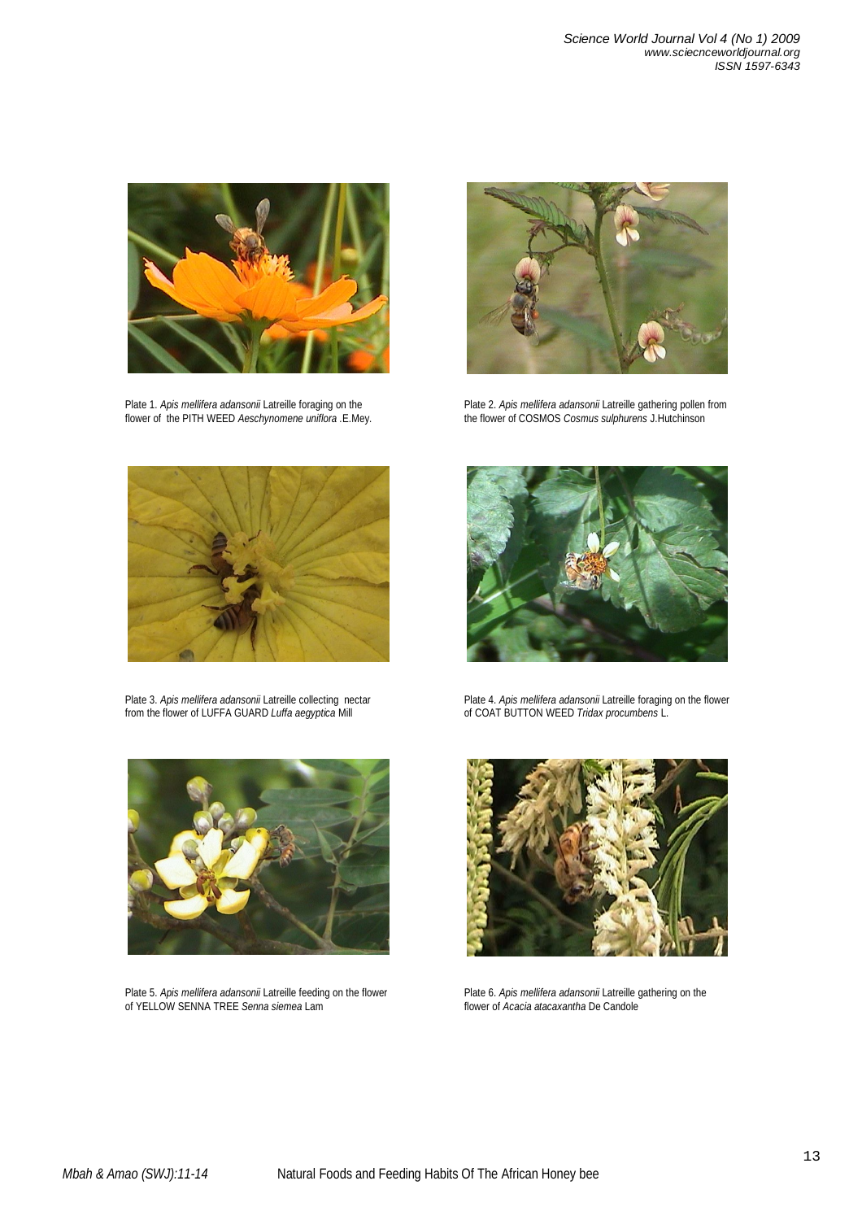Plate 1. *Apis mellifera adansonii* Latreille foraging on the flower of the PITH WEED *Aeschynomene uniflora* .E.Mey.

Plate 2. *Apis mellifera adansonii* Latreille gathering pollen from the flower of COSMOS *Cosmus sulphurens* J.Hutchinson

Plate 3. *Apis mellifera adansonii* Latreille collecting nectar from the flower of LUFFA GUARD *Luffa aegyptica* Mill

Plate 4. *Apis mellifera adansonii* Latreille foraging on the flower of COAT BUTTON WEED *Tridax procumbens* L.

Plate 5. *Apis mellifera adansonii* Latreille feeding on the flower of YELLOW SENNA TREE *Senna siemea* Lam

Plate 6. *Apis mellifera adansonii* Latreille gathering on the flower of *Acacia atacaxantha* De Candole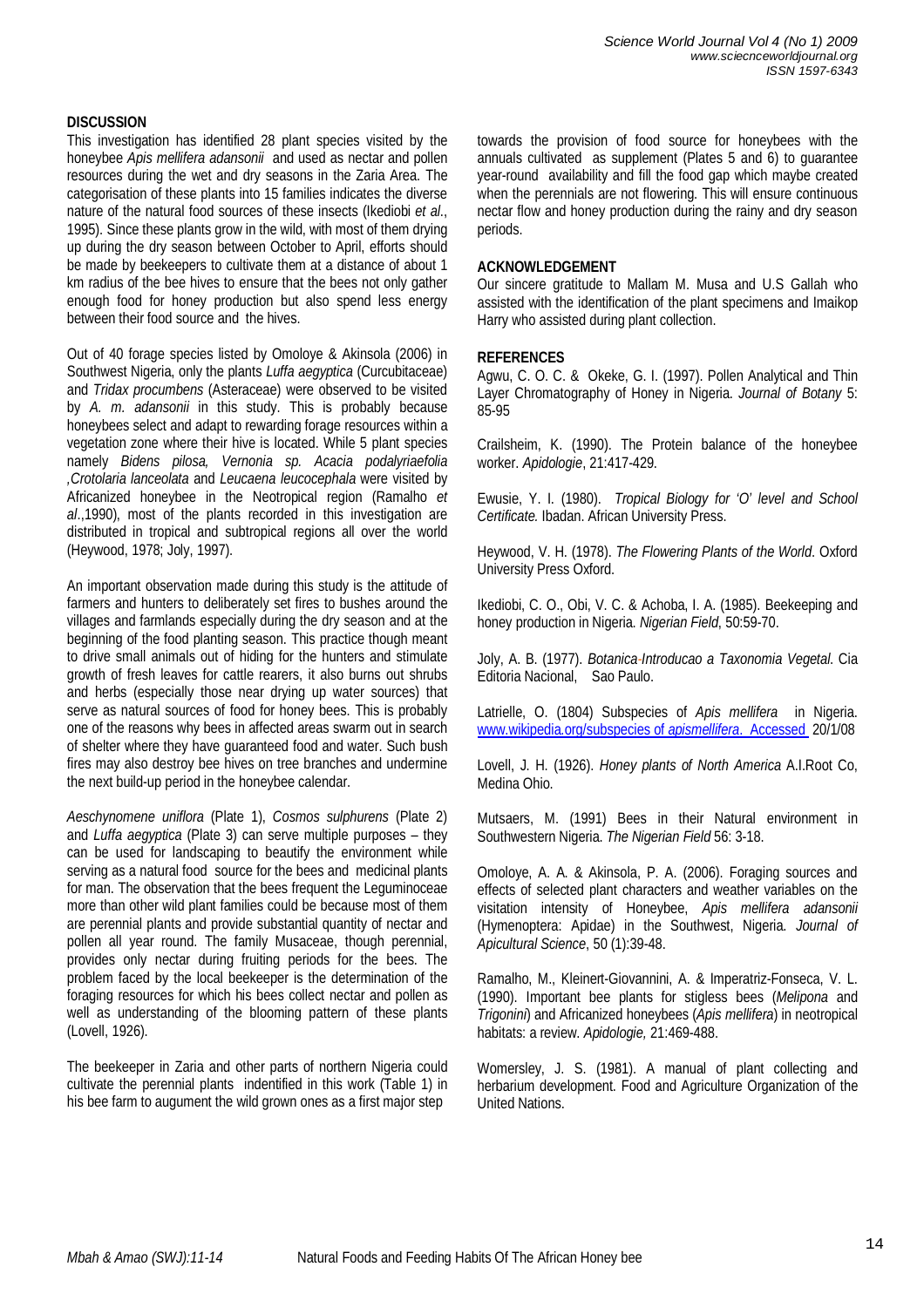## DISCUSSION

This investigation has identified 28 plant species visited by the honeybee *Apis mellifera adansonii* and used as nectar and pollen resources during the wet and dry seasons in the Zaria Area. The categorisation of these plants into 15 families indicates the diverse nature of the natural food sources of these insects (Ikediobi *et al*., 1995). Since these plants grow in the wild, with most of them drying up during the dry season between October to April, efforts should be made by beekeepers to cultivate them at a distance of about 1 km radius of the bee hives to ensure that the bees not only gather enough food for honey production but also spend less energy between their food source and the hives.

Out of 40 forage species listed by Omoloye & Akinsola (2006) in Southwest Nigeria, only the plants *Luffa aegyptica* (Curcubitaceae) and *Tridax procumbens* (Asteraceae) were observed to be visited by *A. m. adansonii* in this study. This is probably because honeybees select and adapt to rewarding forage resources within a vegetation zone where their hive is located. While 5 plant species namely *Bidens pilosa, Vernonia sp. Acacia podalyriaefolia* ,*Crotolaria lanceolata* and *Leucaena leucocephala* were visited by Africanized honeybee in the Neotropical region (Ramalho *et al*.,1990), most of the plants recorded in this investigation are distributed in tropical and subtropical regions all over the world (Heywood, 1978; Joly, 1997).

An important observation made during this study is the attitude of farmers and hunters to deliberately set fires to bushes around the villages and farmlands especially during the dry season and at the beginning of the food planting season. This practice though meant to drive small animals out of hiding for the hunters and stimulate growth of fresh leaves for cattle rearers, it also burns out shrubs and herbs (especially those near drying up water sources) that serve as natural sources of food for honey bees. This is probably one of the reasons why bees in affected areas swarm out in search of shelter where they have guaranteed food and water. Such bush fires may also destroy bee hives on tree branches and undermine the next build-up period in the honeybee calendar.

*Aeschynomene uniflora* (Plate 1), *Cosmos sulphurens* (Plate 2) and *Luffa aegyptica* (Plate 3) can serve multiple purposes – they can be used for landscaping to beautify the environment while serving as a natural food source for the bees and medicinal plants for man. The observation that the bees frequent the Leguminoceae more than other wild plant families could be because most of them are perennial plants and provide substantial quantity of nectar and pollen all year round. The family Musaceae, though perennial, provides only nectar during fruiting periods for the bees. The problem faced by the local beekeeper is the determination of the foraging resources for which his bees collect nectar and pollen as well as understanding of the blooming pattern of these plants (Lovell, 1926).

The beekeeper in Zaria and other parts of northern Nigeria could cultivate the perennial plants indentified in this work (Table 1) in his bee farm to augument the wild grown ones as a first major step towards the provision of food source for honeybees with the annuals cultivated as supplement (Plates 5 and 6) to guarantee year-round availability and fill the food gap which maybe created when the perennials are not flowering. This will ensure continuous nectar flow and honey production during the rainy and dry season periods.

## ACKNOWLEDGEMENT

Our sincere gratitude to Mallam M. Musa and U.S Gallah who assisted with the identification of the plant specimens and Imaikop Harry who assisted during plant collection.

## REFERENCES

Agwu, C. O. C. & Okeke, G. I. (1997). Pollen Analytical and Thin Layer Chromatography of Honey in Nigeria. *Journal of Botany* 5: 85-95

Crailsheim, K. (1990). The Protein balance of the honeybee worker. *Apidologie*, 21:417-429.

Ewusie, Y. I. (1980). *Tropical Biology for 'O' level and School Certificate.* Ibadan. African University Press.

Heywood, V. H. (1978). *The Flowering Plants of the World*. Oxford University Press Oxford.

Ikediobi, C. O., Obi, V. C. & Achoba, I. A. (1985). Beekeeping and honey production in Nigeria. *Nigerian Field*, 50:59-70.

Joly, A. B. (1977). *Botanica-Introducao a Taxonomia Vegetal*. Cia Editoria Nacional, Sao Paulo.

Latrielle, O. (1804) Subspecies of *Apis mellifera* in Nigeria. www.wikipedia.org/subspecies of *apismellifera*. Accessed 20/1/08

Lovell, J. H. (1926). *Honey plants of North America* A.I.Root Co, Medina Ohio.

Mutsaers, M. (1991) Bees in their Natural environment in Southwestern Nigeria. *The Nigerian Field* 56: 3-18.

Omoloye, A. A. & Akinsola, P. A. (2006). Foraging sources and effects of selected plant characters and weather variables on the visitation intensity of Honeybee, *Apis mellifera adansonii* (Hymenoptera: Apidae) in the Southwest, Nigeria. *Journal of Apicultural Science*, 50 (1):39-48.

Ramalho, M., Kleinert-Giovannini, A. & Imperatriz-Fonseca, V. L. (1990). Important bee plants for stigless bees (*Melipona* and *Trigonini*) and Africanized honeybees (*Apis mellifera*) in neotropical habitats: a review. *Apidologie,* 21:469-488.

Womersley, J. S. (1981). A manual of plant collecting and herbarium development. Food and Agriculture Organization of the United Nations.